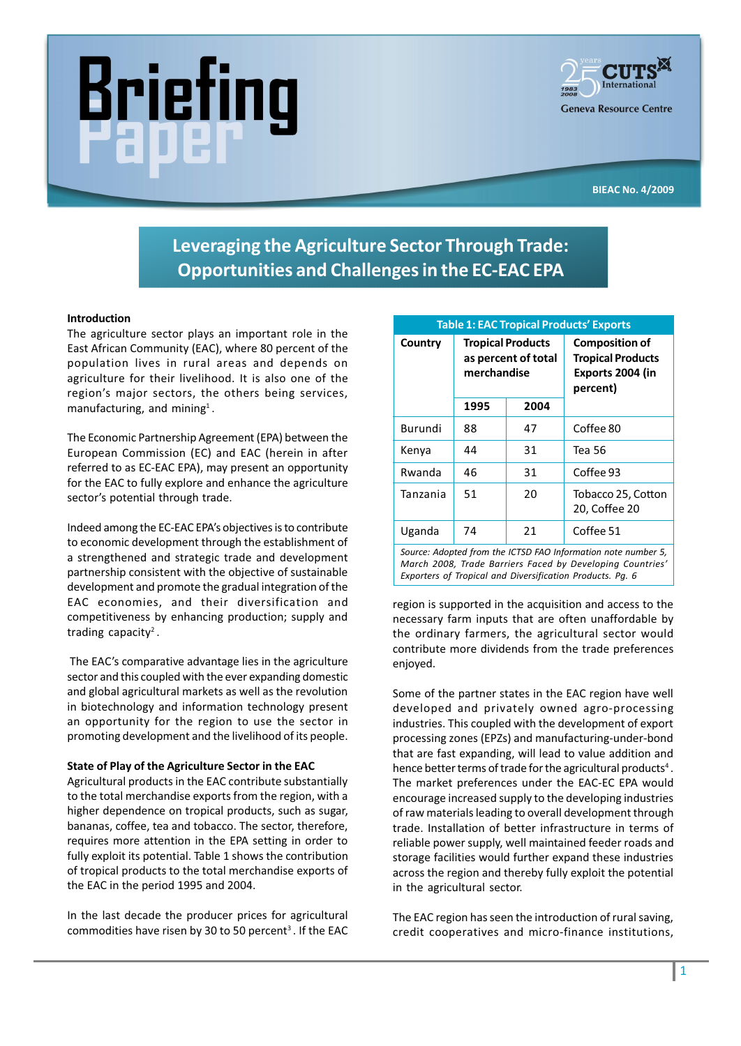# Briefing Paper

CUTS International Geneva Resource Centre

BIEAC No. 4/2009

## Leveraging the Agriculture Sector Through Trade: Opportunities and Challenges in the EC-EAC EPA

### Introduction

The agriculture sector plays an important role in the East African Community (EAC), where 80 percent of the population lives in rural areas and depends on agriculture for their livelihood. It is also one of the region's major sectors, the others being services, manufacturing, and mining[1].

The Economic Partnership Agreement (EPA) between the European Commission (EC) and EAC (herein after referred to as EC-EAC EPA), may present an opportunity for the EAC to fully explore and enhance the agriculture sector's potential through trade.

Indeed among the EC-EAC EPA's objectives is to contribute to economic development through the establishment of a strengthened and strategic trade and development partnership consistent with the objective of sustainable development and promote the gradual integration of the EAC economies, and their diversification and competitiveness by enhancing production; supply and trading capacity[2].

The EAC's comparative advantage lies in the agriculture sector and this coupled with the ever expanding domestic and global agricultural markets as well as the revolution in biotechnology and information technology present an opportunity for the region to use the sector in promoting development and the livelihood of its people.

### State of Play of the Agriculture Sector in the EAC

Agricultural products in the EAC contribute substantially to the total merchandise exports from the region, with a higher dependence on tropical products, such as sugar, bananas, coffee, tea and tobacco. The sector, therefore, requires more attention in the EPA setting in order to fully exploit its potential. Table 1 shows the contribution of tropical products to the total merchandise exports of the EAC in the period 1995 and 2004.

**Table 1: EAC Tropical Products' Exports**

| Country | Tropical Products as percent of total merchandise | | Composition of Tropical Products Exports 2004 (in percent) |
|---|---|---|---|
| | 1995 | 2004 | |
| Burundi | 88 | 47 | Coffee 80 |
| Kenya | 44 | 31 | Tea 56 |
| Rwanda | 46 | 31 | Coffee 93 |
| Tanzania | 51 | 20 | Tobacco 25, Cotton 20, Coffee 20 |
| Uganda | 74 | 21 | Coffee 51 |

*Source: Adopted from the ICTSD FAO Information note number 5, March 2008, Trade Barriers Faced by Developing Countries' Exporters of Tropical and Diversification Products. Pg. 6*

In the last decade the producer prices for agricultural commodities have risen by 30 to 50 percent[3]. If the EAC region is supported in the acquisition and access to the necessary farm inputs that are often unaffordable by the ordinary farmers, the agricultural sector would contribute more dividends from the trade preferences enjoyed.

Some of the partner states in the EAC region have well developed and privately owned agro-processing industries. This coupled with the development of export processing zones (EPZs) and manufacturing-under-bond that are fast expanding, will lead to value addition and hence better terms of trade for the agricultural products[4]. The market preferences under the EAC-EC EPA would encourage increased supply to the developing industries of raw materials leading to overall development through trade. Installation of better infrastructure in terms of reliable power supply, well maintained feeder roads and storage facilities would further expand these industries across the region and thereby fully exploit the potential in the agricultural sector.

The EAC region has seen the introduction of rural saving, credit cooperatives and micro-finance institutions,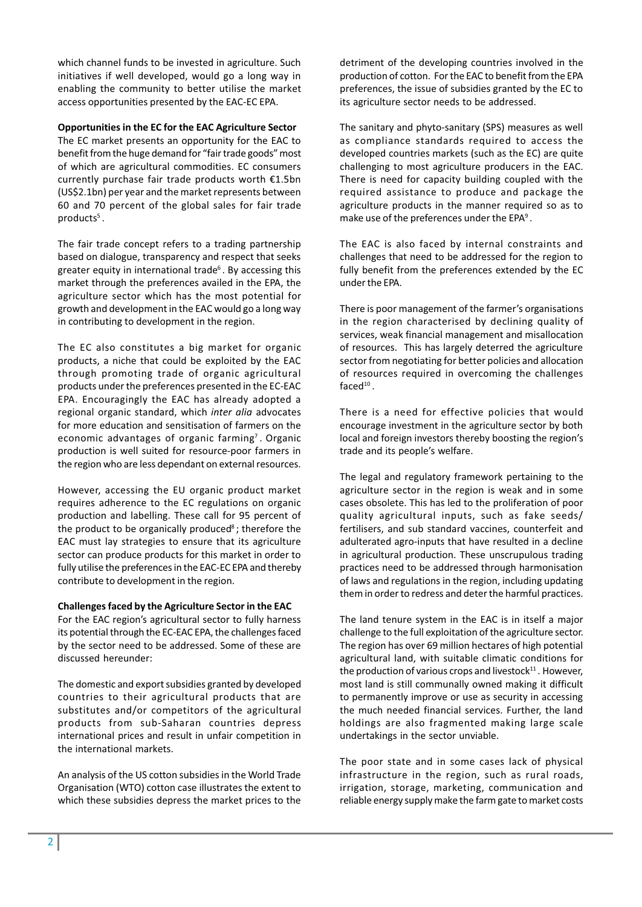which channel funds to be invested in agriculture. Such initiatives if well developed, would go a long way in enabling the community to better utilise the market access opportunities presented by the EAC-EC EPA.

**Opportunities in the EC for the EAC Agriculture Sector**

The EC market presents an opportunity for the EAC to benefit from the huge demand for "fair trade goods" most of which are agricultural commodities. EC consumers currently purchase fair trade products worth €1.5bn (US$2.1bn) per year and the market represents between 60 and 70 percent of the global sales for fair trade products[5].

The fair trade concept refers to a trading partnership based on dialogue, transparency and respect that seeks greater equity in international trade[6]. By accessing this market through the preferences availed in the EPA, the agriculture sector which has the most potential for growth and development in the EAC would go a long way in contributing to development in the region.

The EC also constitutes a big market for organic products, a niche that could be exploited by the EAC through promoting trade of organic agricultural products under the preferences presented in the EC-EAC EPA. Encouragingly the EAC has already adopted a regional organic standard, which *inter alia* advocates for more education and sensitisation of farmers on the economic advantages of organic farming[7]. Organic production is well suited for resource-poor farmers in the region who are less dependant on external resources.

However, accessing the EU organic product market requires adherence to the EC regulations on organic production and labelling. These call for 95 percent of the product to be organically produced[8]; therefore the EAC must lay strategies to ensure that its agriculture sector can produce products for this market in order to fully utilise the preferences in the EAC-EC EPA and thereby contribute to development in the region.

**Challenges faced by the Agriculture Sector in the EAC**

For the EAC region's agricultural sector to fully harness its potential through the EC-EAC EPA, the challenges faced by the sector need to be addressed. Some of these are discussed hereunder:

The domestic and export subsidies granted by developed countries to their agricultural products that are substitutes and/or competitors of the agricultural products from sub-Saharan countries depress international prices and result in unfair competition in the international markets.

An analysis of the US cotton subsidies in the World Trade Organisation (WTO) cotton case illustrates the extent to which these subsidies depress the market prices to the detriment of the developing countries involved in the production of cotton. For the EAC to benefit from the EPA preferences, the issue of subsidies granted by the EC to its agriculture sector needs to be addressed.

The sanitary and phyto-sanitary (SPS) measures as well as compliance standards required to access the developed countries markets (such as the EC) are quite challenging to most agriculture producers in the EAC. There is need for capacity building coupled with the required assistance to produce and package the agriculture products in the manner required so as to make use of the preferences under the EPA[9].

The EAC is also faced by internal constraints and challenges that need to be addressed for the region to fully benefit from the preferences extended by the EC under the EPA.

There is poor management of the farmer's organisations in the region characterised by declining quality of services, weak financial management and misallocation of resources. This has largely deterred the agriculture sector from negotiating for better policies and allocation of resources required in overcoming the challenges faced[10].

There is a need for effective policies that would encourage investment in the agriculture sector by both local and foreign investors thereby boosting the region's trade and its people's welfare.

The legal and regulatory framework pertaining to the agriculture sector in the region is weak and in some cases obsolete. This has led to the proliferation of poor quality agricultural inputs, such as fake seeds/fertilisers, and sub standard vaccines, counterfeit and adulterated agro-inputs that have resulted in a decline in agricultural production. These unscrupulous trading practices need to be addressed through harmonisation of laws and regulations in the region, including updating them in order to redress and deter the harmful practices.

The land tenure system in the EAC is in itself a major challenge to the full exploitation of the agriculture sector. The region has over 69 million hectares of high potential agricultural land, with suitable climatic conditions for the production of various crops and livestock[11]. However, most land is still communally owned making it difficult to permanently improve or use as security in accessing the much needed financial services. Further, the land holdings are also fragmented making large scale undertakings in the sector unviable.

The poor state and in some cases lack of physical infrastructure in the region, such as rural roads, irrigation, storage, marketing, communication and reliable energy supply make the farm gate to market costs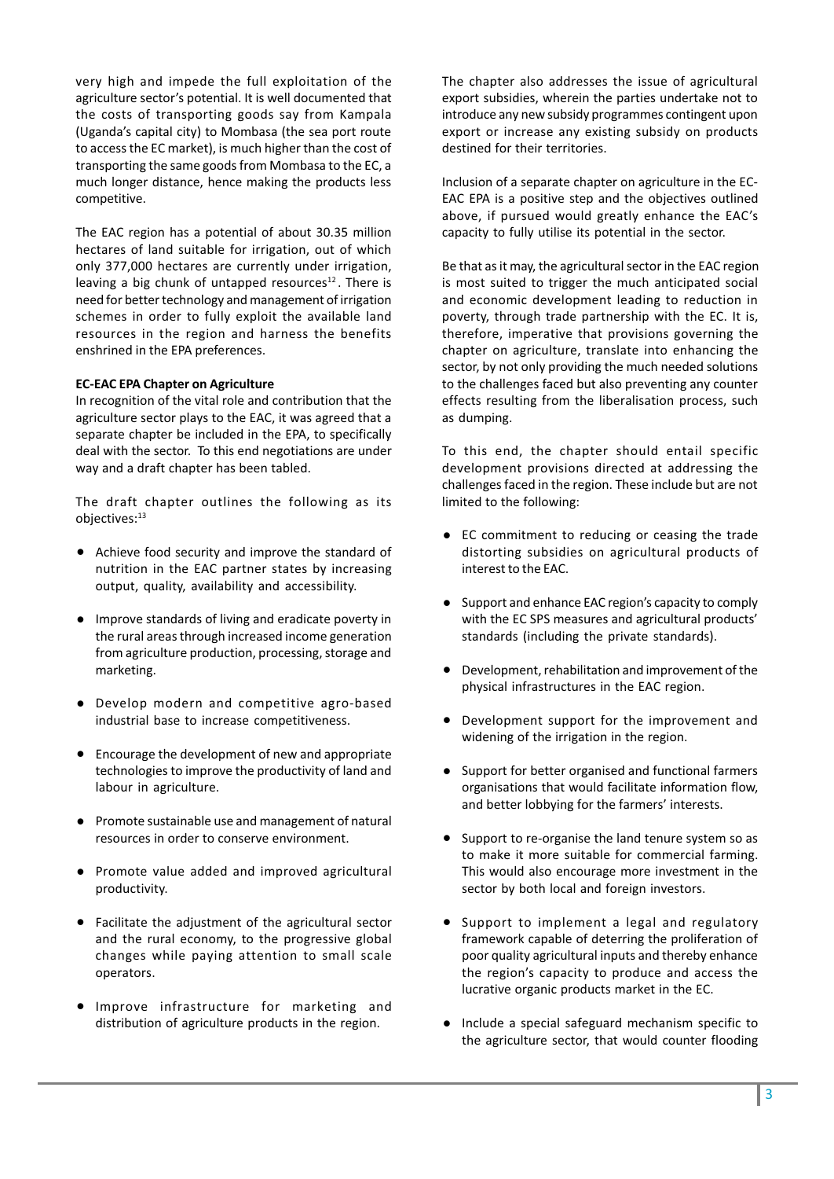very high and impede the full exploitation of the agriculture sector's potential. It is well documented that the costs of transporting goods say from Kampala (Uganda's capital city) to Mombasa (the sea port route to access the EC market), is much higher than the cost of transporting the same goods from Mombasa to the EC, a much longer distance, hence making the products less competitive.

The EAC region has a potential of about 30.35 million hectares of land suitable for irrigation, out of which only 377,000 hectares are currently under irrigation, leaving a big chunk of untapped resources[12]. There is need for better technology and management of irrigation schemes in order to fully exploit the available land resources in the region and harness the benefits enshrined in the EPA preferences.

**EC-EAC EPA Chapter on Agriculture**

In recognition of the vital role and contribution that the agriculture sector plays to the EAC, it was agreed that a separate chapter be included in the EPA, to specifically deal with the sector. To this end negotiations are under way and a draft chapter has been tabled.

The draft chapter outlines the following as its objectives:[13]

- Achieve food security and improve the standard of nutrition in the EAC partner states by increasing output, quality, availability and accessibility.
- Improve standards of living and eradicate poverty in the rural areas through increased income generation from agriculture production, processing, storage and marketing.
- Develop modern and competitive agro-based industrial base to increase competitiveness.
- Encourage the development of new and appropriate technologies to improve the productivity of land and labour in agriculture.
- Promote sustainable use and management of natural resources in order to conserve environment.
- Promote value added and improved agricultural productivity.
- Facilitate the adjustment of the agricultural sector and the rural economy, to the progressive global changes while paying attention to small scale operators.
- Improve infrastructure for marketing and distribution of agriculture products in the region.

The chapter also addresses the issue of agricultural export subsidies, wherein the parties undertake not to introduce any new subsidy programmes contingent upon export or increase any existing subsidy on products destined for their territories.

Inclusion of a separate chapter on agriculture in the EC-EAC EPA is a positive step and the objectives outlined above, if pursued would greatly enhance the EAC's capacity to fully utilise its potential in the sector.

Be that as it may, the agricultural sector in the EAC region is most suited to trigger the much anticipated social and economic development leading to reduction in poverty, through trade partnership with the EC. It is, therefore, imperative that provisions governing the chapter on agriculture, translate into enhancing the sector, by not only providing the much needed solutions to the challenges faced but also preventing any counter effects resulting from the liberalisation process, such as dumping.

To this end, the chapter should entail specific development provisions directed at addressing the challenges faced in the region. These include but are not limited to the following:

- EC commitment to reducing or ceasing the trade distorting subsidies on agricultural products of interest to the EAC.
- Support and enhance EAC region's capacity to comply with the EC SPS measures and agricultural products' standards (including the private standards).
- Development, rehabilitation and improvement of the physical infrastructures in the EAC region.
- Development support for the improvement and widening of the irrigation in the region.
- Support for better organised and functional farmers organisations that would facilitate information flow, and better lobbying for the farmers' interests.
- Support to re-organise the land tenure system so as to make it more suitable for commercial farming. This would also encourage more investment in the sector by both local and foreign investors.
- Support to implement a legal and regulatory framework capable of deterring the proliferation of poor quality agricultural inputs and thereby enhance the region's capacity to produce and access the lucrative organic products market in the EC.
- Include a special safeguard mechanism specific to the agriculture sector, that would counter flooding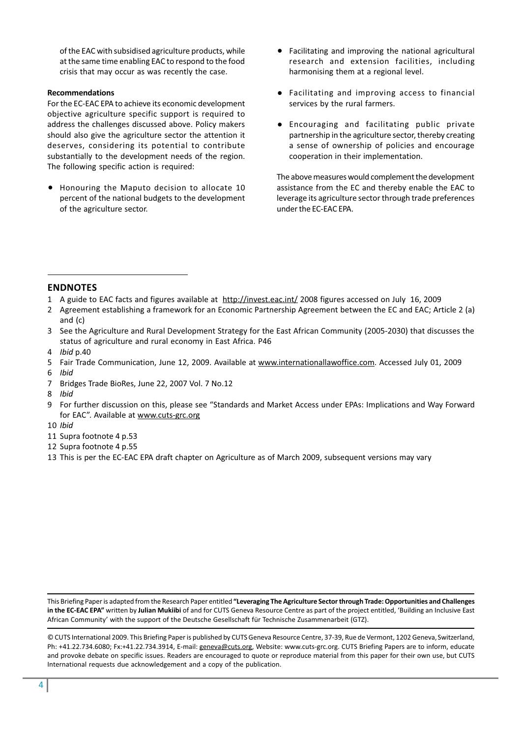of the EAC with subsidised agriculture products, while at the same time enabling EAC to respond to the food crisis that may occur as was recently the case.

**Recommendations**

For the EC-EAC EPA to achieve its economic development objective agriculture specific support is required to address the challenges discussed above. Policy makers should also give the agriculture sector the attention it deserves, considering its potential to contribute substantially to the development needs of the region. The following specific action is required:

- Honouring the Maputo decision to allocate 10 percent of the national budgets to the development of the agriculture sector.
- Facilitating and improving the national agricultural research and extension facilities, including harmonising them at a regional level.
- Facilitating and improving access to financial services by the rural farmers.
- Encouraging and facilitating public private partnership in the agriculture sector, thereby creating a sense of ownership of policies and encourage cooperation in their implementation.

The above measures would complement the development assistance from the EC and thereby enable the EAC to leverage its agriculture sector through trade preferences under the EC-EAC EPA.

## ENDNOTES

1 A guide to EAC facts and figures available at http://invest.eac.int/ 2008 figures accessed on July 16, 2009
2 Agreement establishing a framework for an Economic Partnership Agreement between the EC and EAC; Article 2 (a) and (c)
3 See the Agriculture and Rural Development Strategy for the East African Community (2005-2030) that discusses the status of agriculture and rural economy in East Africa. P46
4 *Ibid* p.40
5 Fair Trade Communication, June 12, 2009. Available at www.internationallawoffice.com. Accessed July 01, 2009
6 *Ibid*
7 Bridges Trade BioRes, June 22, 2007 Vol. 7 No.12
8 *Ibid*
9 For further discussion on this, please see "Standards and Market Access under EPAs: Implications and Way Forward for EAC". Available at www.cuts-grc.org
10 *Ibid*
11 Supra footnote 4 p.53
12 Supra footnote 4 p.55
13 This is per the EC-EAC EPA draft chapter on Agriculture as of March 2009, subsequent versions may vary

This Briefing Paper is adapted from the Research Paper entitled **"Leveraging The Agriculture Sector through Trade: Opportunities and Challenges in the EC-EAC EPA"** written by **Julian Mukiibi** of and for CUTS Geneva Resource Centre as part of the project entitled, 'Building an Inclusive East African Community' with the support of the Deutsche Gesellschaft für Technische Zusammenarbeit (GTZ).

© CUTS International 2009. This Briefing Paper is published by CUTS Geneva Resource Centre, 37-39, Rue de Vermont, 1202 Geneva, Switzerland, Ph: +41.22.734.6080; Fx:+41.22.734.3914, E-mail: geneva@cuts.org, Website: www.cuts-grc.org. CUTS Briefing Papers are to inform, educate and provoke debate on specific issues. Readers are encouraged to quote or reproduce material from this paper for their own use, but CUTS International requests due acknowledgement and a copy of the publication.